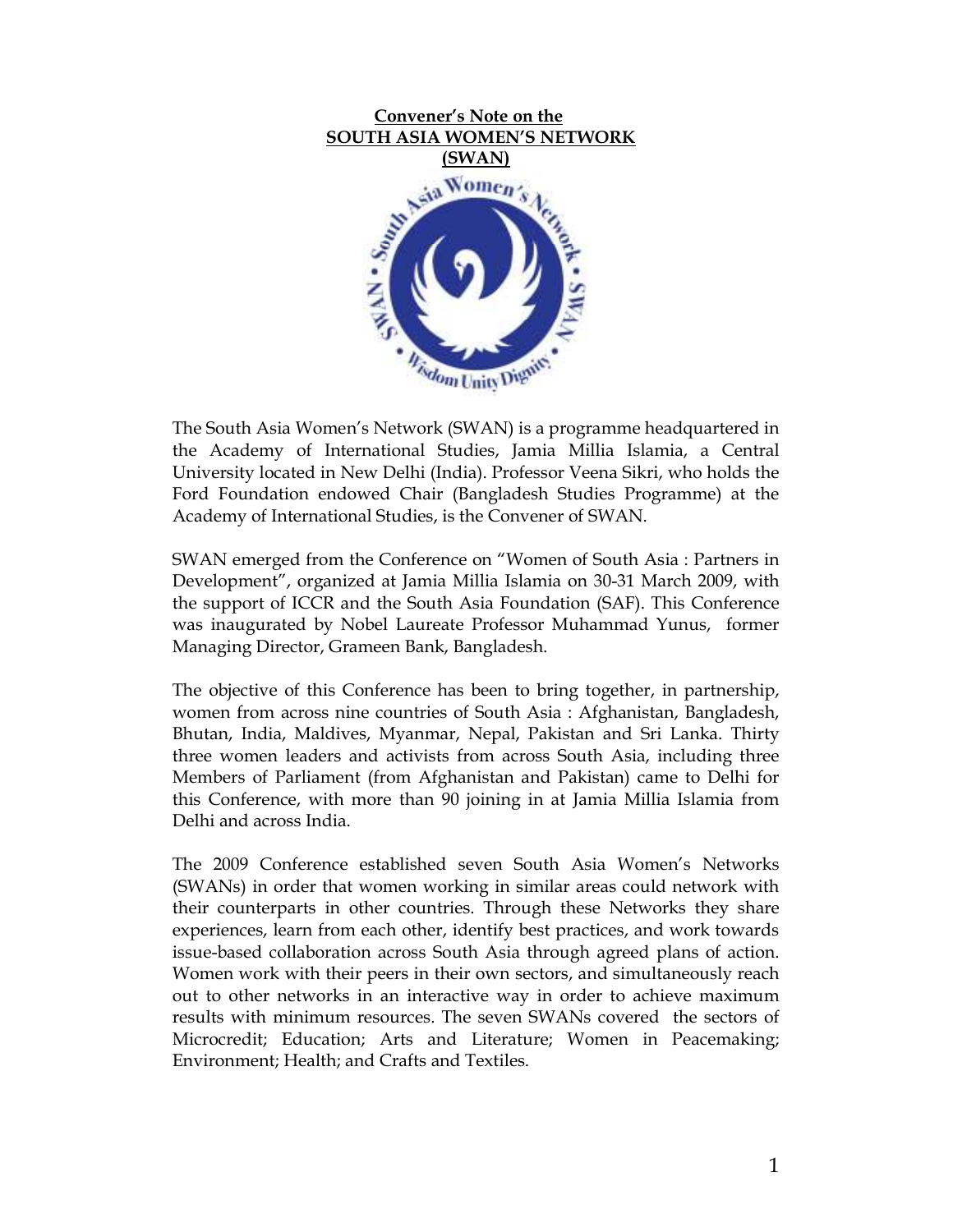# Convener's Note on the SOUTH ASIA WOMEN'S NETWORK (SWAN)

The South Asia Women's Network (SWAN) is a programme headquartered in the Academy of International Studies, Jamia Millia Islamia, a Central University located in New Delhi (India). Professor Veena Sikri, who holds the Ford Foundation endowed Chair (Bangladesh Studies Programme) at the Academy of International Studies, is the Convener of SWAN.

SWAN emerged from the Conference on "Women of South Asia : Partners in Development", organized at Jamia Millia Islamia on 30-31 March 2009, with the support of ICCR and the South Asia Foundation (SAF). This Conference was inaugurated by Nobel Laureate Professor Muhammad Yunus, former Managing Director, Grameen Bank, Bangladesh.

The objective of this Conference has been to bring together, in partnership, women from across nine countries of South Asia : Afghanistan, Bangladesh, Bhutan, India, Maldives, Myanmar, Nepal, Pakistan and Sri Lanka. Thirty three women leaders and activists from across South Asia, including three Members of Parliament (from Afghanistan and Pakistan) came to Delhi for this Conference, with more than 90 joining in at Jamia Millia Islamia from Delhi and across India.

The 2009 Conference established seven South Asia Women's Networks (SWANs) in order that women working in similar areas could network with their counterparts in other countries. Through these Networks they share experiences, learn from each other, identify best practices, and work towards issue-based collaboration across South Asia through agreed plans of action. Women work with their peers in their own sectors, and simultaneously reach out to other networks in an interactive way in order to achieve maximum results with minimum resources. The seven SWANs covered the sectors of Microcredit; Education; Arts and Literature; Women in Peacemaking; Environment; Health; and Crafts and Textiles.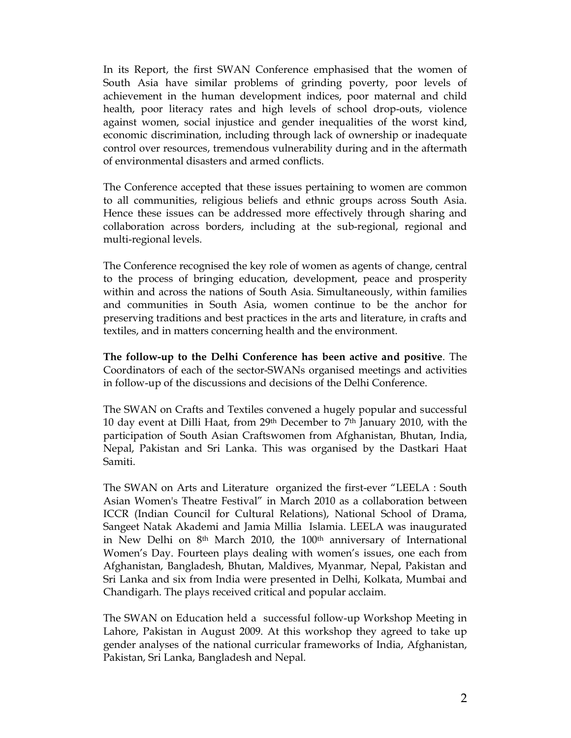In its Report, the first SWAN Conference emphasised that the women of South Asia have similar problems of grinding poverty, poor levels of achievement in the human development indices, poor maternal and child health, poor literacy rates and high levels of school drop-outs, violence against women, social injustice and gender inequalities of the worst kind, economic discrimination, including through lack of ownership or inadequate control over resources, tremendous vulnerability during and in the aftermath of environmental disasters and armed conflicts.

The Conference accepted that these issues pertaining to women are common to all communities, religious beliefs and ethnic groups across South Asia. Hence these issues can be addressed more effectively through sharing and collaboration across borders, including at the sub-regional, regional and multi-regional levels.

The Conference recognised the key role of women as agents of change, central to the process of bringing education, development, peace and prosperity within and across the nations of South Asia. Simultaneously, within families and communities in South Asia, women continue to be the anchor for preserving traditions and best practices in the arts and literature, in crafts and textiles, and in matters concerning health and the environment.

**The follow-up to the Delhi Conference has been active and positive**. The Coordinators of each of the sector-SWANs organised meetings and activities in follow-up of the discussions and decisions of the Delhi Conference.

The SWAN on Crafts and Textiles convened a hugely popular and successful 10 day event at Dilli Haat, from 29th December to 7th January 2010, with the participation of South Asian Craftswomen from Afghanistan, Bhutan, India, Nepal, Pakistan and Sri Lanka. This was organised by the Dastkari Haat Samiti.

The SWAN on Arts and Literature organized the first-ever "LEELA : South Asian Women's Theatre Festival" in March 2010 as a collaboration between ICCR (Indian Council for Cultural Relations), National School of Drama, Sangeet Natak Akademi and Jamia Millia Islamia. LEELA was inaugurated in New Delhi on 8th March 2010, the 100th anniversary of International Women's Day. Fourteen plays dealing with women's issues, one each from Afghanistan, Bangladesh, Bhutan, Maldives, Myanmar, Nepal, Pakistan and Sri Lanka and six from India were presented in Delhi, Kolkata, Mumbai and Chandigarh. The plays received critical and popular acclaim.

The SWAN on Education held a successful follow-up Workshop Meeting in Lahore, Pakistan in August 2009. At this workshop they agreed to take up gender analyses of the national curricular frameworks of India, Afghanistan, Pakistan, Sri Lanka, Bangladesh and Nepal.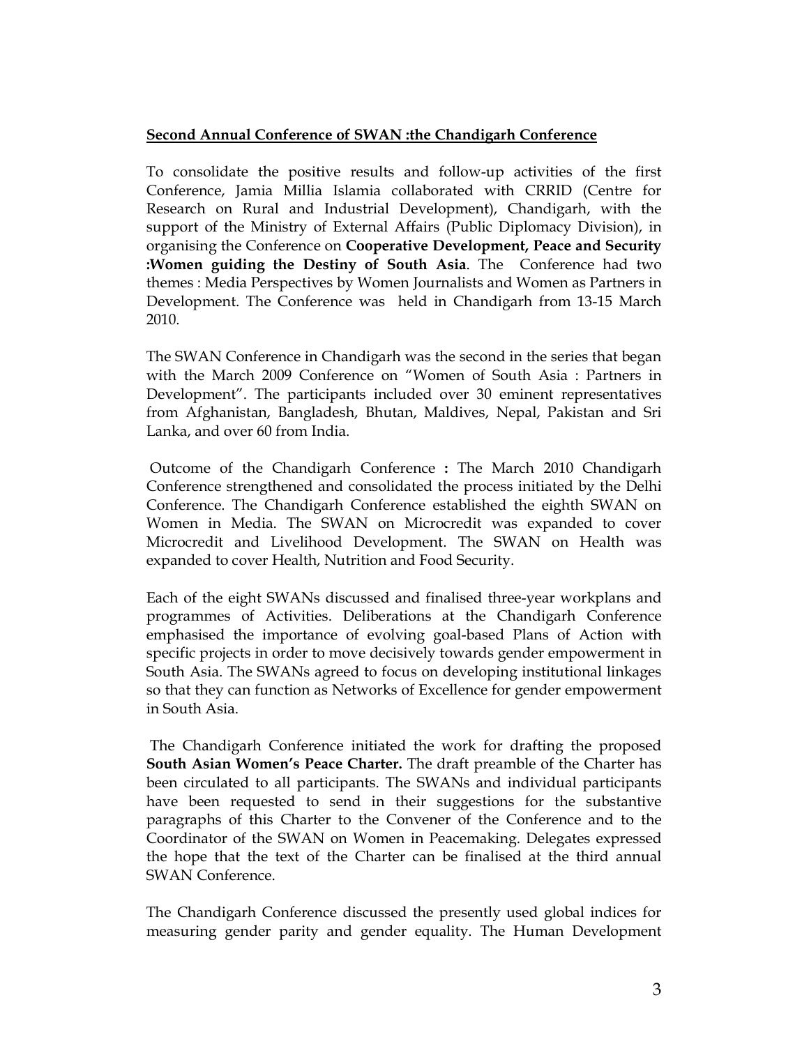## Second Annual Conference of SWAN :the Chandigarh Conference

To consolidate the positive results and follow-up activities of the first Conference, Jamia Millia Islamia collaborated with CRRID (Centre for Research on Rural and Industrial Development), Chandigarh, with the support of the Ministry of External Affairs (Public Diplomacy Division), in organising the Conference on **Cooperative Development, Peace and Security :Women guiding the Destiny of South Asia**. The Conference had two themes : Media Perspectives by Women Journalists and Women as Partners in Development. The Conference was held in Chandigarh from 13-15 March 2010.

The SWAN Conference in Chandigarh was the second in the series that began with the March 2009 Conference on "Women of South Asia : Partners in Development". The participants included over 30 eminent representatives from Afghanistan, Bangladesh, Bhutan, Maldives, Nepal, Pakistan and Sri Lanka, and over 60 from India.

Outcome of the Chandigarh Conference **:** The March 2010 Chandigarh Conference strengthened and consolidated the process initiated by the Delhi Conference. The Chandigarh Conference established the eighth SWAN on Women in Media. The SWAN on Microcredit was expanded to cover Microcredit and Livelihood Development. The SWAN on Health was expanded to cover Health, Nutrition and Food Security.

Each of the eight SWANs discussed and finalised three-year workplans and programmes of Activities. Deliberations at the Chandigarh Conference emphasised the importance of evolving goal-based Plans of Action with specific projects in order to move decisively towards gender empowerment in South Asia. The SWANs agreed to focus on developing institutional linkages so that they can function as Networks of Excellence for gender empowerment in South Asia.

The Chandigarh Conference initiated the work for drafting the proposed **South Asian Women's Peace Charter.** The draft preamble of the Charter has been circulated to all participants. The SWANs and individual participants have been requested to send in their suggestions for the substantive paragraphs of this Charter to the Convener of the Conference and to the Coordinator of the SWAN on Women in Peacemaking. Delegates expressed the hope that the text of the Charter can be finalised at the third annual SWAN Conference.

The Chandigarh Conference discussed the presently used global indices for measuring gender parity and gender equality. The Human Development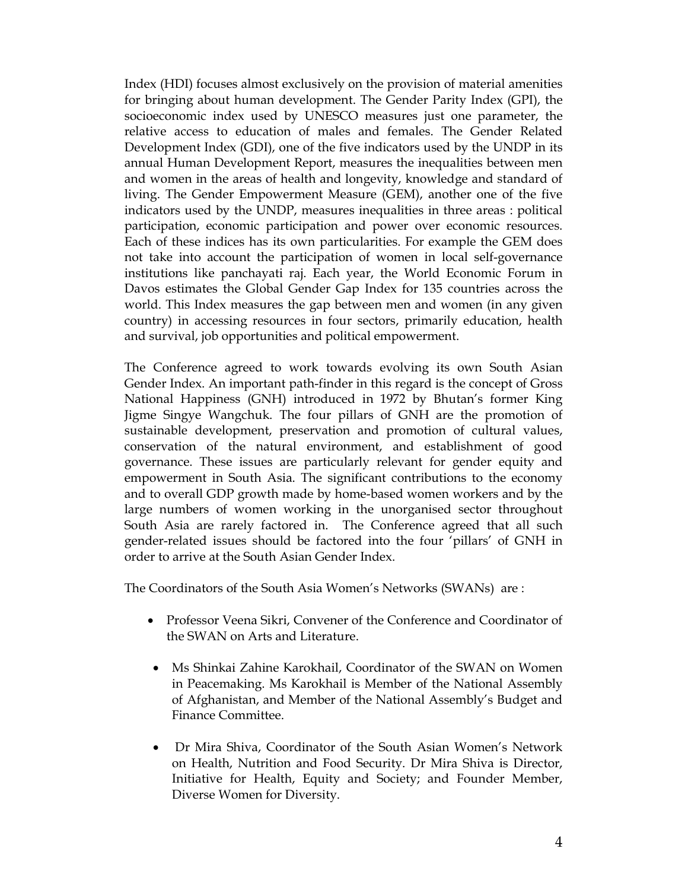Index (HDI) focuses almost exclusively on the provision of material amenities for bringing about human development. The Gender Parity Index (GPI), the socioeconomic index used by UNESCO measures just one parameter, the relative access to education of males and females. The Gender Related Development Index (GDI), one of the five indicators used by the UNDP in its annual Human Development Report, measures the inequalities between men and women in the areas of health and longevity, knowledge and standard of living. The Gender Empowerment Measure (GEM), another one of the five indicators used by the UNDP, measures inequalities in three areas : political participation, economic participation and power over economic resources. Each of these indices has its own particularities. For example the GEM does not take into account the participation of women in local self-governance institutions like panchayati raj. Each year, the World Economic Forum in Davos estimates the Global Gender Gap Index for 135 countries across the world. This Index measures the gap between men and women (in any given country) in accessing resources in four sectors, primarily education, health and survival, job opportunities and political empowerment.

The Conference agreed to work towards evolving its own South Asian Gender Index. An important path-finder in this regard is the concept of Gross National Happiness (GNH) introduced in 1972 by Bhutan's former King Jigme Singye Wangchuk. The four pillars of GNH are the promotion of sustainable development, preservation and promotion of cultural values, conservation of the natural environment, and establishment of good governance. These issues are particularly relevant for gender equity and empowerment in South Asia. The significant contributions to the economy and to overall GDP growth made by home-based women workers and by the large numbers of women working in the unorganised sector throughout South Asia are rarely factored in. The Conference agreed that all such gender-related issues should be factored into the four 'pillars' of GNH in order to arrive at the South Asian Gender Index.

The Coordinators of the South Asia Women's Networks (SWANs) are :

- Professor Veena Sikri, Convener of the Conference and Coordinator of the SWAN on Arts and Literature.
- Ms Shinkai Zahine Karokhail, Coordinator of the SWAN on Women in Peacemaking. Ms Karokhail is Member of the National Assembly of Afghanistan, and Member of the National Assembly's Budget and Finance Committee.
- Dr Mira Shiva, Coordinator of the South Asian Women's Network on Health, Nutrition and Food Security. Dr Mira Shiva is Director, Initiative for Health, Equity and Society; and Founder Member, Diverse Women for Diversity.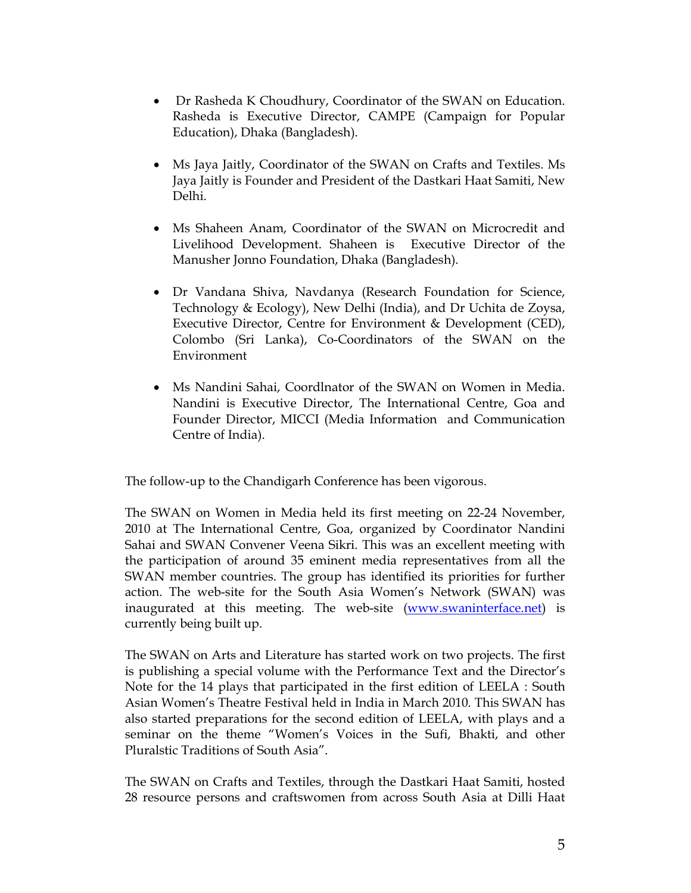- Dr Rasheda K Choudhury, Coordinator of the SWAN on Education. Rasheda is Executive Director, CAMPE (Campaign for Popular Education), Dhaka (Bangladesh).

- Ms Jaya Jaitly, Coordinator of the SWAN on Crafts and Textiles. Ms Jaya Jaitly is Founder and President of the Dastkari Haat Samiti, New Delhi.

- Ms Shaheen Anam, Coordinator of the SWAN on Microcredit and Livelihood Development. Shaheen is Executive Director of the Manusher Jonno Foundation, Dhaka (Bangladesh).

- Dr Vandana Shiva, Navdanya (Research Foundation for Science, Technology & Ecology), New Delhi (India), and Dr Uchita de Zoysa, Executive Director, Centre for Environment & Development (CED), Colombo (Sri Lanka), Co-Coordinators of the SWAN on the Environment

- Ms Nandini Sahai, Coordlnator of the SWAN on Women in Media. Nandini is Executive Director, The International Centre, Goa and Founder Director, MICCI (Media Information and Communication Centre of India).

The follow-up to the Chandigarh Conference has been vigorous.

The SWAN on Women in Media held its first meeting on 22-24 November, 2010 at The International Centre, Goa, organized by Coordinator Nandini Sahai and SWAN Convener Veena Sikri. This was an excellent meeting with the participation of around 35 eminent media representatives from all the SWAN member countries. The group has identified its priorities for further action. The web-site for the South Asia Women's Network (SWAN) was inaugurated at this meeting. The web-site ([www.swaninterface.net](http://www.swaninterface.net)) is currently being built up.

The SWAN on Arts and Literature has started work on two projects. The first is publishing a special volume with the Performance Text and the Director's Note for the 14 plays that participated in the first edition of LEELA : South Asian Women's Theatre Festival held in India in March 2010. This SWAN has also started preparations for the second edition of LEELA, with plays and a seminar on the theme "Women's Voices in the Sufi, Bhakti, and other Pluralstic Traditions of South Asia".

The SWAN on Crafts and Textiles, through the Dastkari Haat Samiti, hosted 28 resource persons and craftswomen from across South Asia at Dilli Haat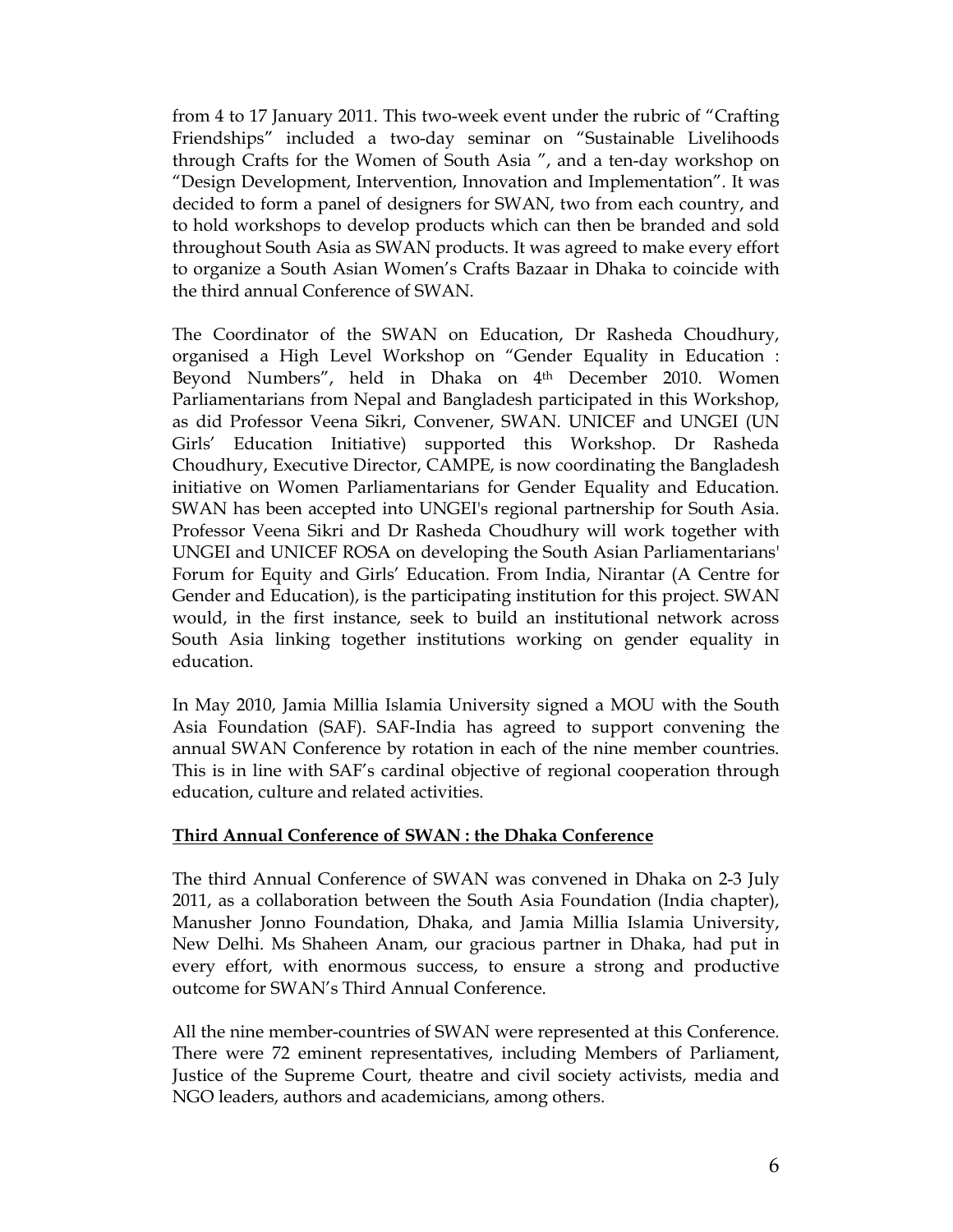from 4 to 17 January 2011. This two-week event under the rubric of "Crafting Friendships" included a two-day seminar on "Sustainable Livelihoods through Crafts for the Women of South Asia ", and a ten-day workshop on "Design Development, Intervention, Innovation and Implementation". It was decided to form a panel of designers for SWAN, two from each country, and to hold workshops to develop products which can then be branded and sold throughout South Asia as SWAN products. It was agreed to make every effort to organize a South Asian Women's Crafts Bazaar in Dhaka to coincide with the third annual Conference of SWAN.

The Coordinator of the SWAN on Education, Dr Rasheda Choudhury, organised a High Level Workshop on "Gender Equality in Education : Beyond Numbers", held in Dhaka on 4th December 2010. Women Parliamentarians from Nepal and Bangladesh participated in this Workshop, as did Professor Veena Sikri, Convener, SWAN. UNICEF and UNGEI (UN Girls' Education Initiative) supported this Workshop. Dr Rasheda Choudhury, Executive Director, CAMPE, is now coordinating the Bangladesh initiative on Women Parliamentarians for Gender Equality and Education. SWAN has been accepted into UNGEI's regional partnership for South Asia. Professor Veena Sikri and Dr Rasheda Choudhury will work together with UNGEI and UNICEF ROSA on developing the South Asian Parliamentarians' Forum for Equity and Girls' Education. From India, Nirantar (A Centre for Gender and Education), is the participating institution for this project. SWAN would, in the first instance, seek to build an institutional network across South Asia linking together institutions working on gender equality in education.

In May 2010, Jamia Millia Islamia University signed a MOU with the South Asia Foundation (SAF). SAF-India has agreed to support convening the annual SWAN Conference by rotation in each of the nine member countries. This is in line with SAF's cardinal objective of regional cooperation through education, culture and related activities.

## Third Annual Conference of SWAN : the Dhaka Conference

The third Annual Conference of SWAN was convened in Dhaka on 2-3 July 2011, as a collaboration between the South Asia Foundation (India chapter), Manusher Jonno Foundation, Dhaka, and Jamia Millia Islamia University, New Delhi. Ms Shaheen Anam, our gracious partner in Dhaka, had put in every effort, with enormous success, to ensure a strong and productive outcome for SWAN's Third Annual Conference.

All the nine member-countries of SWAN were represented at this Conference. There were 72 eminent representatives, including Members of Parliament, Justice of the Supreme Court, theatre and civil society activists, media and NGO leaders, authors and academicians, among others.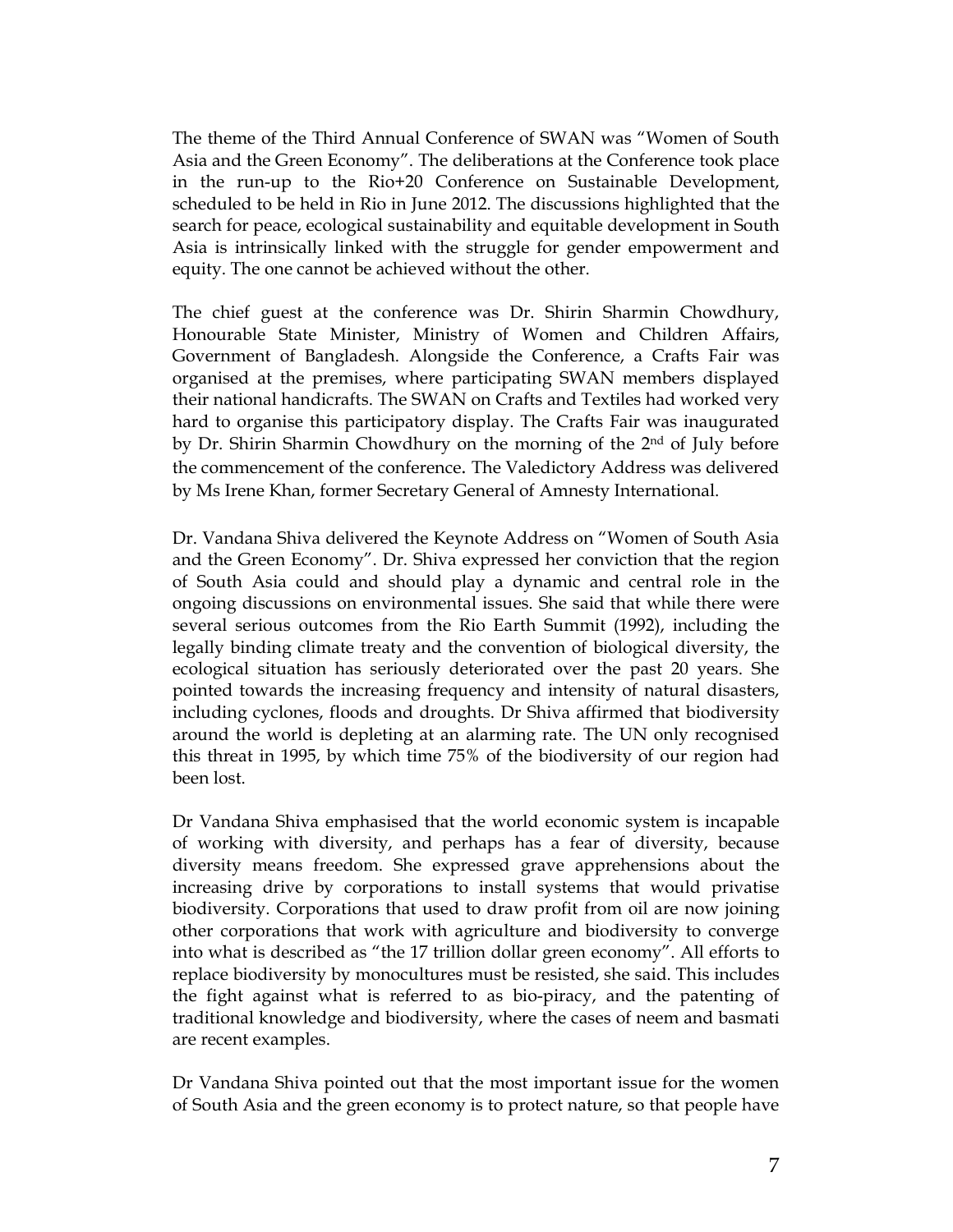The theme of the Third Annual Conference of SWAN was "Women of South Asia and the Green Economy". The deliberations at the Conference took place in the run-up to the Rio+20 Conference on Sustainable Development, scheduled to be held in Rio in June 2012. The discussions highlighted that the search for peace, ecological sustainability and equitable development in South Asia is intrinsically linked with the struggle for gender empowerment and equity. The one cannot be achieved without the other.

The chief guest at the conference was Dr. Shirin Sharmin Chowdhury, Honourable State Minister, Ministry of Women and Children Affairs, Government of Bangladesh. Alongside the Conference, a Crafts Fair was organised at the premises, where participating SWAN members displayed their national handicrafts. The SWAN on Crafts and Textiles had worked very hard to organise this participatory display. The Crafts Fair was inaugurated by Dr. Shirin Sharmin Chowdhury on the morning of the 2nd of July before the commencement of the conference. The Valedictory Address was delivered by Ms Irene Khan, former Secretary General of Amnesty International.

Dr. Vandana Shiva delivered the Keynote Address on "Women of South Asia and the Green Economy". Dr. Shiva expressed her conviction that the region of South Asia could and should play a dynamic and central role in the ongoing discussions on environmental issues. She said that while there were several serious outcomes from the Rio Earth Summit (1992), including the legally binding climate treaty and the convention of biological diversity, the ecological situation has seriously deteriorated over the past 20 years. She pointed towards the increasing frequency and intensity of natural disasters, including cyclones, floods and droughts. Dr Shiva affirmed that biodiversity around the world is depleting at an alarming rate. The UN only recognised this threat in 1995, by which time 75% of the biodiversity of our region had been lost.

Dr Vandana Shiva emphasised that the world economic system is incapable of working with diversity, and perhaps has a fear of diversity, because diversity means freedom. She expressed grave apprehensions about the increasing drive by corporations to install systems that would privatise biodiversity. Corporations that used to draw profit from oil are now joining other corporations that work with agriculture and biodiversity to converge into what is described as "the 17 trillion dollar green economy". All efforts to replace biodiversity by monocultures must be resisted, she said. This includes the fight against what is referred to as bio-piracy, and the patenting of traditional knowledge and biodiversity, where the cases of neem and basmati are recent examples.

Dr Vandana Shiva pointed out that the most important issue for the women of South Asia and the green economy is to protect nature, so that people have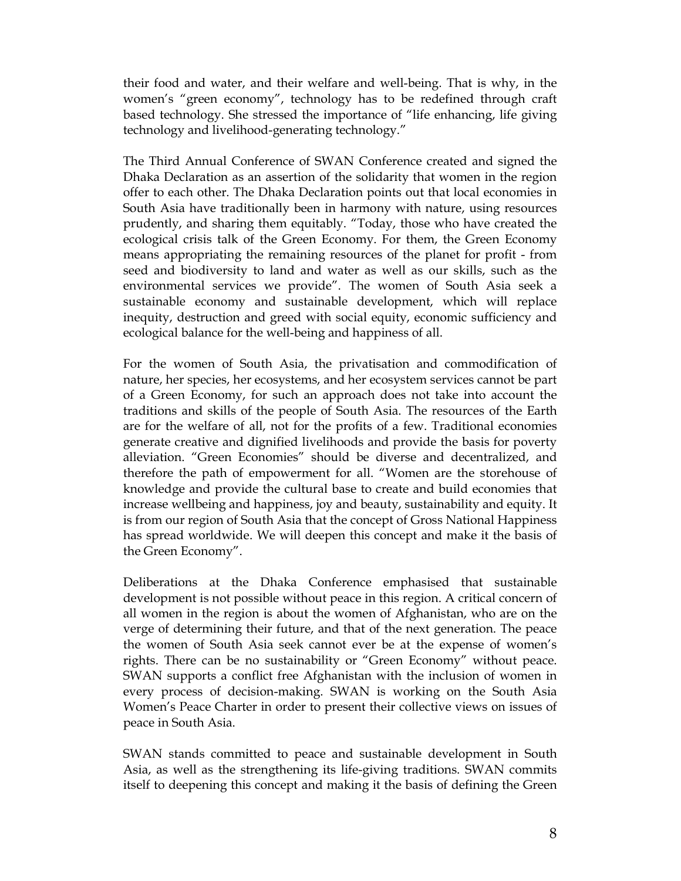their food and water, and their welfare and well-being. That is why, in the women's "green economy", technology has to be redefined through craft based technology. She stressed the importance of "life enhancing, life giving technology and livelihood-generating technology."

The Third Annual Conference of SWAN Conference created and signed the Dhaka Declaration as an assertion of the solidarity that women in the region offer to each other. The Dhaka Declaration points out that local economies in South Asia have traditionally been in harmony with nature, using resources prudently, and sharing them equitably. "Today, those who have created the ecological crisis talk of the Green Economy. For them, the Green Economy means appropriating the remaining resources of the planet for profit - from seed and biodiversity to land and water as well as our skills, such as the environmental services we provide". The women of South Asia seek a sustainable economy and sustainable development, which will replace inequity, destruction and greed with social equity, economic sufficiency and ecological balance for the well-being and happiness of all.

For the women of South Asia, the privatisation and commodification of nature, her species, her ecosystems, and her ecosystem services cannot be part of a Green Economy, for such an approach does not take into account the traditions and skills of the people of South Asia. The resources of the Earth are for the welfare of all, not for the profits of a few. Traditional economies generate creative and dignified livelihoods and provide the basis for poverty alleviation. "Green Economies" should be diverse and decentralized, and therefore the path of empowerment for all. "Women are the storehouse of knowledge and provide the cultural base to create and build economies that increase wellbeing and happiness, joy and beauty, sustainability and equity. It is from our region of South Asia that the concept of Gross National Happiness has spread worldwide. We will deepen this concept and make it the basis of the Green Economy".

Deliberations at the Dhaka Conference emphasised that sustainable development is not possible without peace in this region. A critical concern of all women in the region is about the women of Afghanistan, who are on the verge of determining their future, and that of the next generation. The peace the women of South Asia seek cannot ever be at the expense of women's rights. There can be no sustainability or "Green Economy" without peace. SWAN supports a conflict free Afghanistan with the inclusion of women in every process of decision-making. SWAN is working on the South Asia Women's Peace Charter in order to present their collective views on issues of peace in South Asia.

SWAN stands committed to peace and sustainable development in South Asia, as well as the strengthening its life-giving traditions. SWAN commits itself to deepening this concept and making it the basis of defining the Green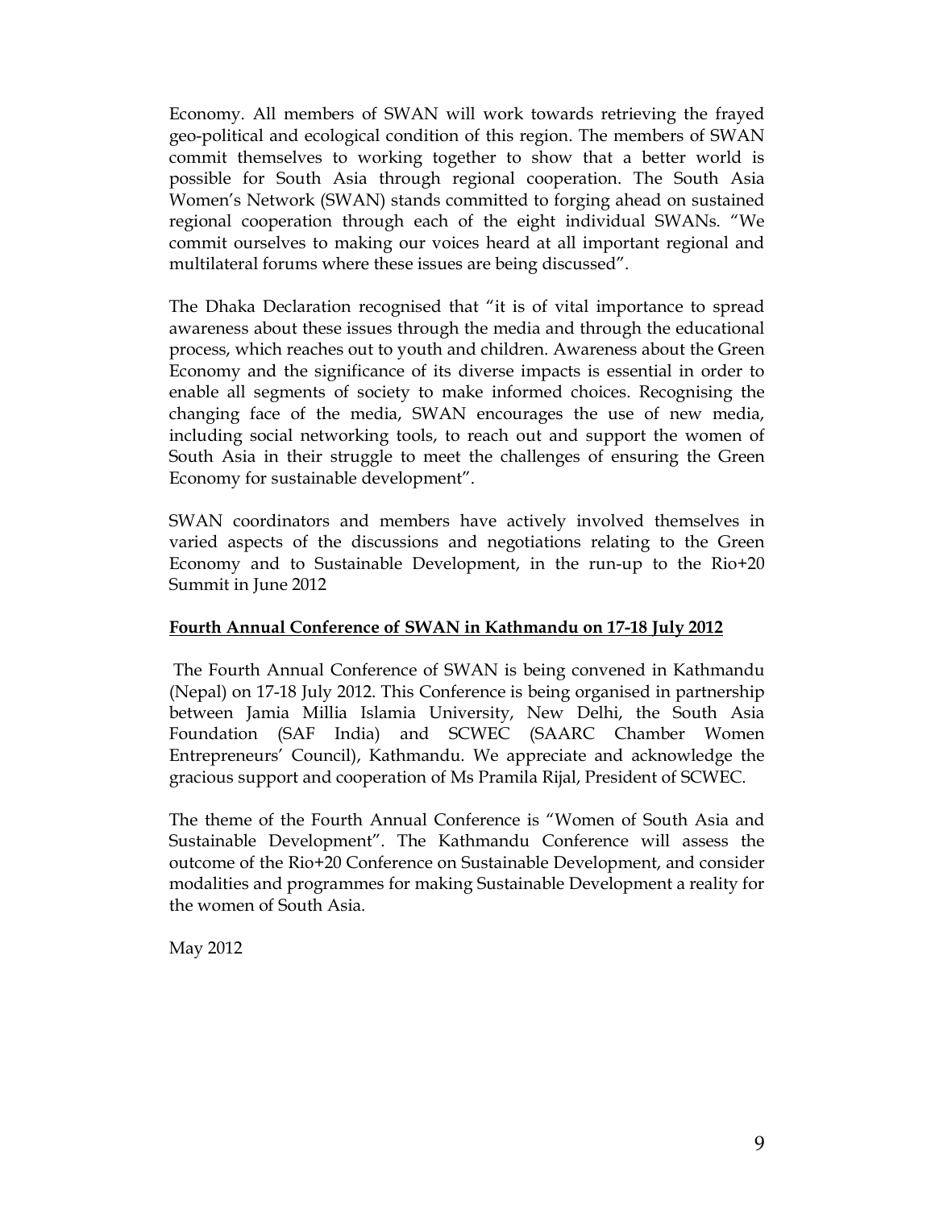Economy. All members of SWAN will work towards retrieving the frayed geo-political and ecological condition of this region. The members of SWAN commit themselves to working together to show that a better world is possible for South Asia through regional cooperation. The South Asia Women's Network (SWAN) stands committed to forging ahead on sustained regional cooperation through each of the eight individual SWANs. "We commit ourselves to making our voices heard at all important regional and multilateral forums where these issues are being discussed".

The Dhaka Declaration recognised that "it is of vital importance to spread awareness about these issues through the media and through the educational process, which reaches out to youth and children. Awareness about the Green Economy and the significance of its diverse impacts is essential in order to enable all segments of society to make informed choices. Recognising the changing face of the media, SWAN encourages the use of new media, including social networking tools, to reach out and support the women of South Asia in their struggle to meet the challenges of ensuring the Green Economy for sustainable development".

SWAN coordinators and members have actively involved themselves in varied aspects of the discussions and negotiations relating to the Green Economy and to Sustainable Development, in the run-up to the Rio+20 Summit in June 2012

**Fourth Annual Conference of SWAN in Kathmandu on 17-18 July 2012**

The Fourth Annual Conference of SWAN is being convened in Kathmandu (Nepal) on 17-18 July 2012. This Conference is being organised in partnership between Jamia Millia Islamia University, New Delhi, the South Asia Foundation (SAF India) and SCWEC (SAARC Chamber Women Entrepreneurs' Council), Kathmandu. We appreciate and acknowledge the gracious support and cooperation of Ms Pramila Rijal, President of SCWEC.

The theme of the Fourth Annual Conference is "Women of South Asia and Sustainable Development". The Kathmandu Conference will assess the outcome of the Rio+20 Conference on Sustainable Development, and consider modalities and programmes for making Sustainable Development a reality for the women of South Asia.

May 2012